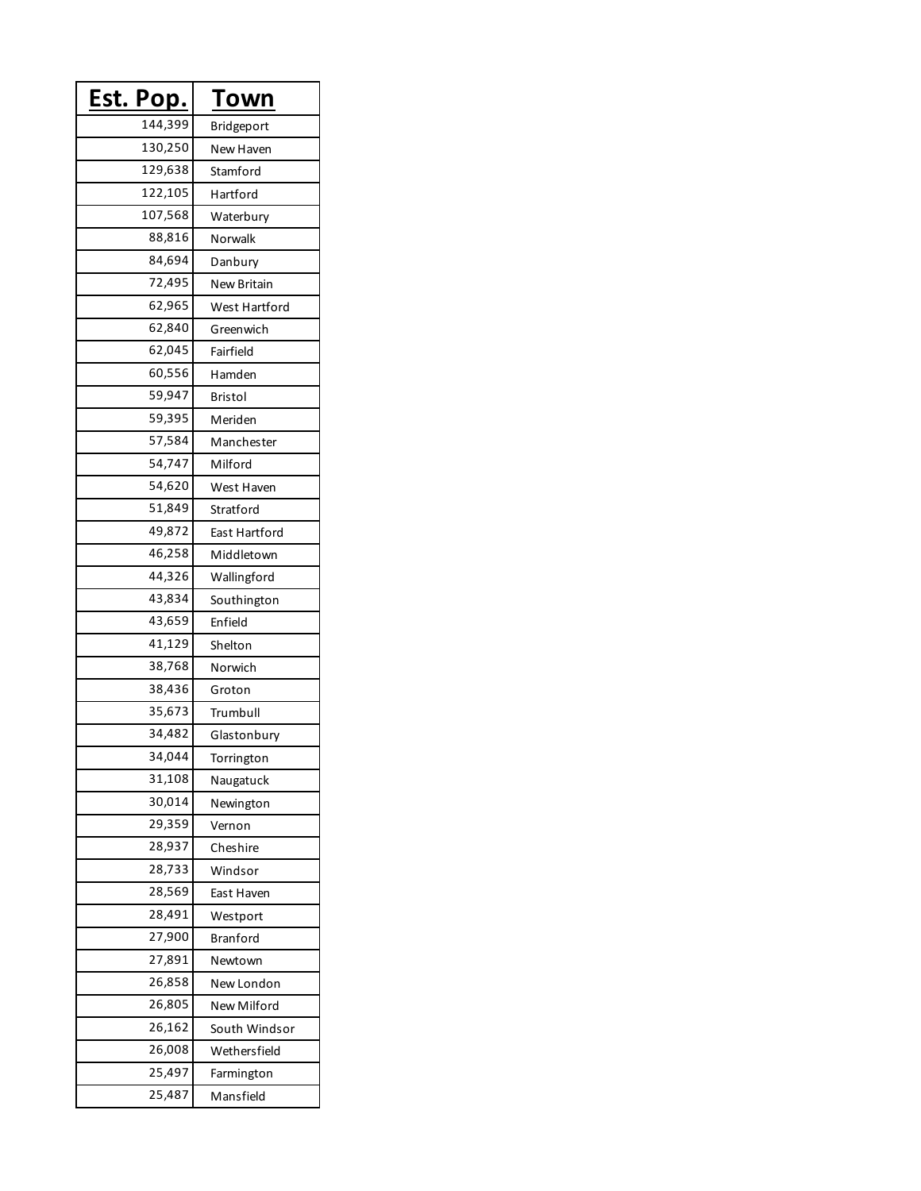| Est. Pop. | Town |
|---|---|
| 144,399 | Bridgeport |
| 130,250 | New Haven |
| 129,638 | Stamford |
| 122,105 | Hartford |
| 107,568 | Waterbury |
| 88,816 | Norwalk |
| 84,694 | Danbury |
| 72,495 | New Britain |
| 62,965 | West Hartford |
| 62,840 | Greenwich |
| 62,045 | Fairfield |
| 60,556 | Hamden |
| 59,947 | Bristol |
| 59,395 | Meriden |
| 57,584 | Manchester |
| 54,747 | Milford |
| 54,620 | West Haven |
| 51,849 | Stratford |
| 49,872 | East Hartford |
| 46,258 | Middletown |
| 44,326 | Wallingford |
| 43,834 | Southington |
| 43,659 | Enfield |
| 41,129 | Shelton |
| 38,768 | Norwich |
| 38,436 | Groton |
| 35,673 | Trumbull |
| 34,482 | Glastonbury |
| 34,044 | Torrington |
| 31,108 | Naugatuck |
| 30,014 | Newington |
| 29,359 | Vernon |
| 28,937 | Cheshire |
| 28,733 | Windsor |
| 28,569 | East Haven |
| 28,491 | Westport |
| 27,900 | Branford |
| 27,891 | Newtown |
| 26,858 | New London |
| 26,805 | New Milford |
| 26,162 | South Windsor |
| 26,008 | Wethersfield |
| 25,497 | Farmington |
| 25,487 | Mansfield |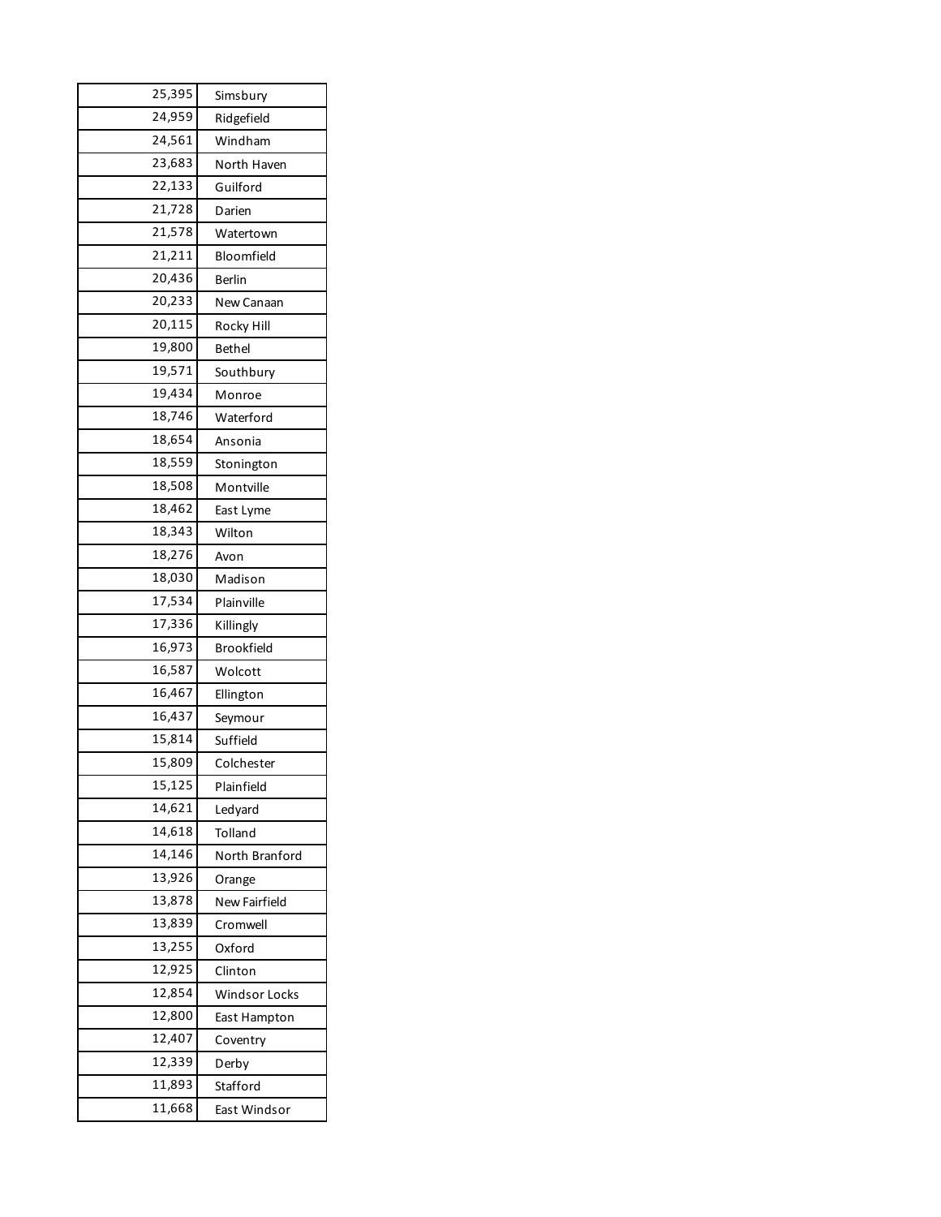| | |
|---:|---|
| 25,395 | Simsbury |
| 24,959 | Ridgefield |
| 24,561 | Windham |
| 23,683 | North Haven |
| 22,133 | Guilford |
| 21,728 | Darien |
| 21,578 | Watertown |
| 21,211 | Bloomfield |
| 20,436 | Berlin |
| 20,233 | New Canaan |
| 20,115 | Rocky Hill |
| 19,800 | Bethel |
| 19,571 | Southbury |
| 19,434 | Monroe |
| 18,746 | Waterford |
| 18,654 | Ansonia |
| 18,559 | Stonington |
| 18,508 | Montville |
| 18,462 | East Lyme |
| 18,343 | Wilton |
| 18,276 | Avon |
| 18,030 | Madison |
| 17,534 | Plainville |
| 17,336 | Killingly |
| 16,973 | Brookfield |
| 16,587 | Wolcott |
| 16,467 | Ellington |
| 16,437 | Seymour |
| 15,814 | Suffield |
| 15,809 | Colchester |
| 15,125 | Plainfield |
| 14,621 | Ledyard |
| 14,618 | Tolland |
| 14,146 | North Branford |
| 13,926 | Orange |
| 13,878 | New Fairfield |
| 13,839 | Cromwell |
| 13,255 | Oxford |
| 12,925 | Clinton |
| 12,854 | Windsor Locks |
| 12,800 | East Hampton |
| 12,407 | Coventry |
| 12,339 | Derby |
| 11,893 | Stafford |
| 11,668 | East Windsor |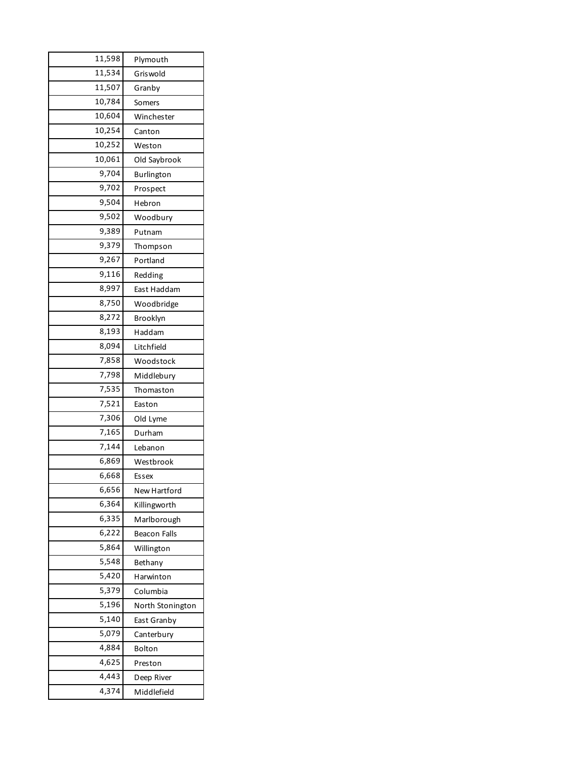| | |
|---|---|
| 11,598 | Plymouth |
| 11,534 | Griswold |
| 11,507 | Granby |
| 10,784 | Somers |
| 10,604 | Winchester |
| 10,254 | Canton |
| 10,252 | Weston |
| 10,061 | Old Saybrook |
| 9,704 | Burlington |
| 9,702 | Prospect |
| 9,504 | Hebron |
| 9,502 | Woodbury |
| 9,389 | Putnam |
| 9,379 | Thompson |
| 9,267 | Portland |
| 9,116 | Redding |
| 8,997 | East Haddam |
| 8,750 | Woodbridge |
| 8,272 | Brooklyn |
| 8,193 | Haddam |
| 8,094 | Litchfield |
| 7,858 | Woodstock |
| 7,798 | Middlebury |
| 7,535 | Thomaston |
| 7,521 | Easton |
| 7,306 | Old Lyme |
| 7,165 | Durham |
| 7,144 | Lebanon |
| 6,869 | Westbrook |
| 6,668 | Essex |
| 6,656 | New Hartford |
| 6,364 | Killingworth |
| 6,335 | Marlborough |
| 6,222 | Beacon Falls |
| 5,864 | Willington |
| 5,548 | Bethany |
| 5,420 | Harwinton |
| 5,379 | Columbia |
| 5,196 | North Stonington |
| 5,140 | East Granby |
| 5,079 | Canterbury |
| 4,884 | Bolton |
| 4,625 | Preston |
| 4,443 | Deep River |
| 4,374 | Middlefield |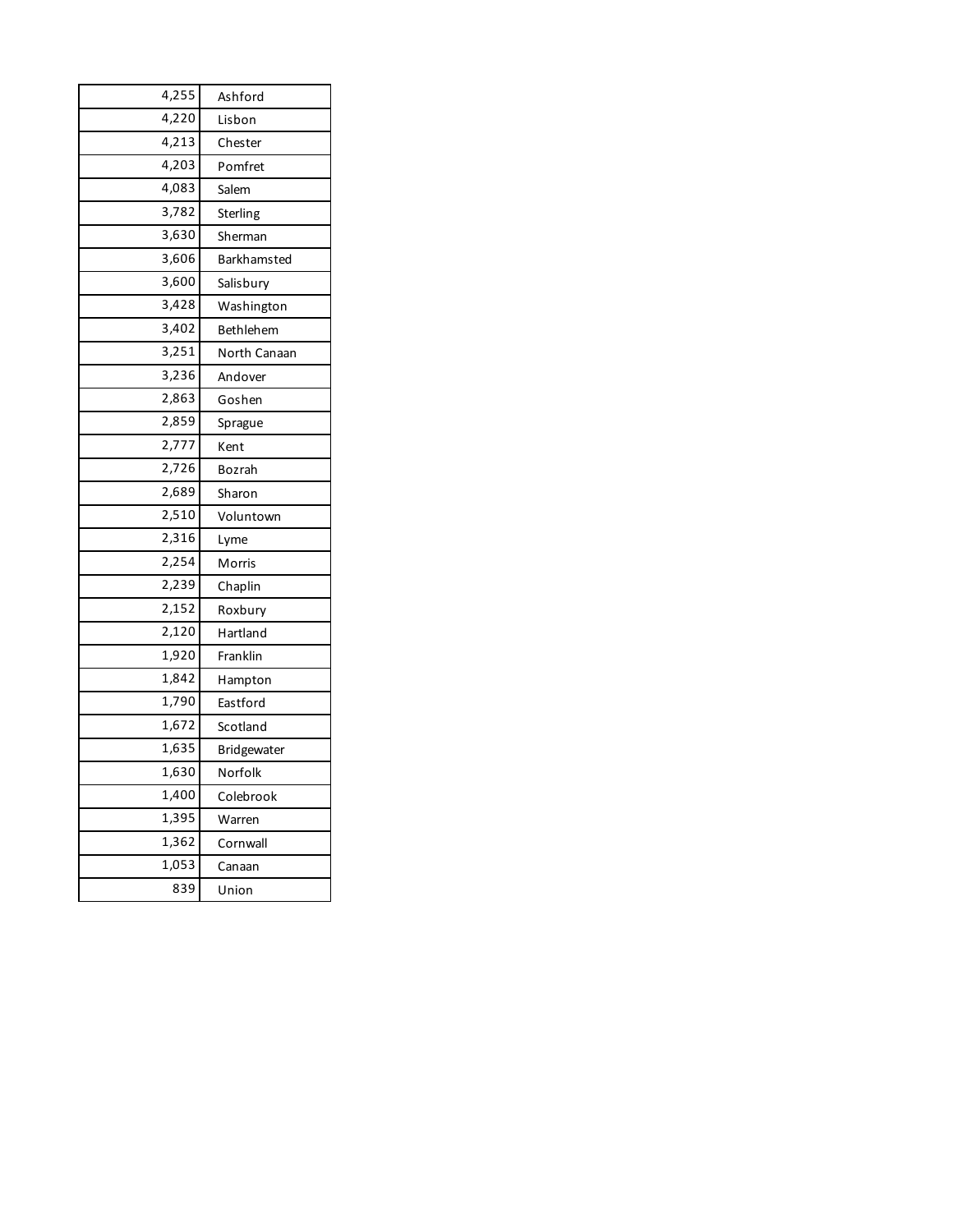| | |
|---:|---|
| 4,255 | Ashford |
| 4,220 | Lisbon |
| 4,213 | Chester |
| 4,203 | Pomfret |
| 4,083 | Salem |
| 3,782 | Sterling |
| 3,630 | Sherman |
| 3,606 | Barkhamsted |
| 3,600 | Salisbury |
| 3,428 | Washington |
| 3,402 | Bethlehem |
| 3,251 | North Canaan |
| 3,236 | Andover |
| 2,863 | Goshen |
| 2,859 | Sprague |
| 2,777 | Kent |
| 2,726 | Bozrah |
| 2,689 | Sharon |
| 2,510 | Voluntown |
| 2,316 | Lyme |
| 2,254 | Morris |
| 2,239 | Chaplin |
| 2,152 | Roxbury |
| 2,120 | Hartland |
| 1,920 | Franklin |
| 1,842 | Hampton |
| 1,790 | Eastford |
| 1,672 | Scotland |
| 1,635 | Bridgewater |
| 1,630 | Norfolk |
| 1,400 | Colebrook |
| 1,395 | Warren |
| 1,362 | Cornwall |
| 1,053 | Canaan |
| 839 | Union |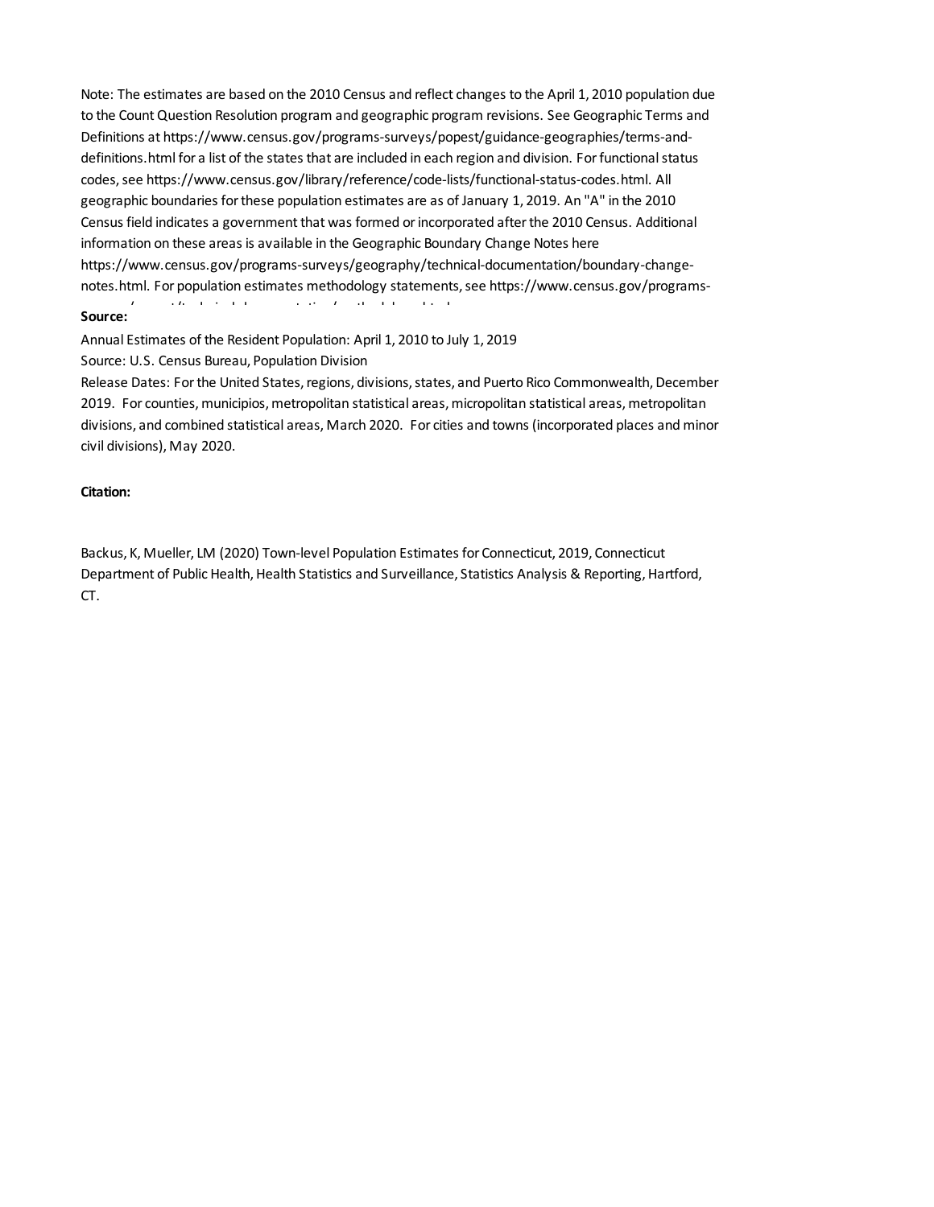Note: The estimates are based on the 2010 Census and reflect changes to the April 1, 2010 population due to the Count Question Resolution program and geographic program revisions. See Geographic Terms and Definitions at https://www.census.gov/programs-surveys/popest/guidance-geographies/terms-and-definitions.html for a list of the states that are included in each region and division. For functional status codes, see https://www.census.gov/library/reference/code-lists/functional-status-codes.html. All geographic boundaries for these population estimates are as of January 1, 2019. An "A" in the 2010 Census field indicates a government that was formed or incorporated after the 2010 Census. Additional information on these areas is available in the Geographic Boundary Change Notes here https://www.census.gov/programs-surveys/geography/technical-documentation/boundary-change-notes.html. For population estimates methodology statements, see https://www.census.gov/programs-

**Source:**

Annual Estimates of the Resident Population: April 1, 2010 to July 1, 2019

Source: U.S. Census Bureau, Population Division

Release Dates: For the United States, regions, divisions, states, and Puerto Rico Commonwealth, December 2019. For counties, municipios, metropolitan statistical areas, micropolitan statistical areas, metropolitan divisions, and combined statistical areas, March 2020. For cities and towns (incorporated places and minor civil divisions), May 2020.

**Citation:**

Backus, K, Mueller, LM (2020) Town-level Population Estimates for Connecticut, 2019, Connecticut Department of Public Health, Health Statistics and Surveillance, Statistics Analysis & Reporting, Hartford, CT.